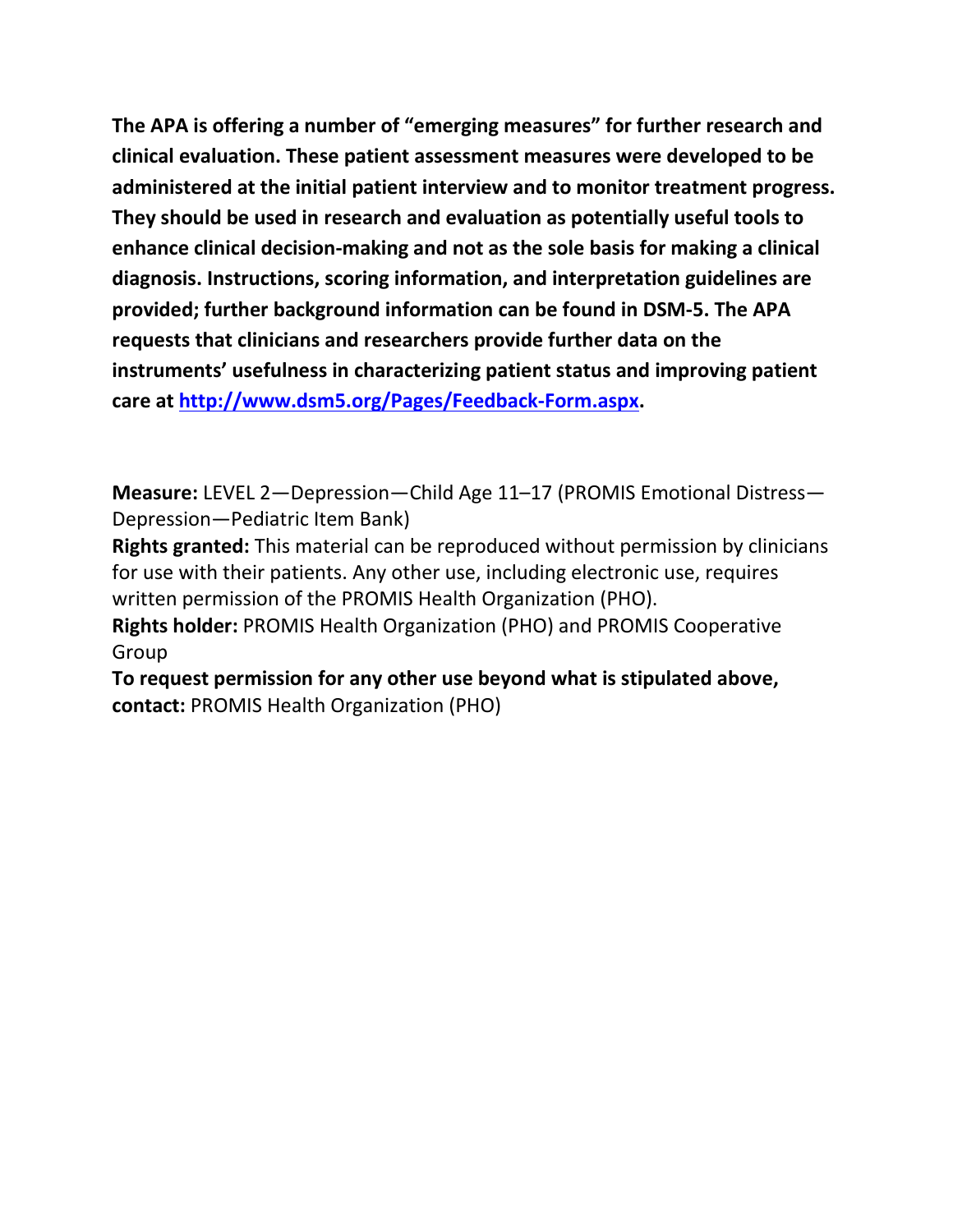**The APA is offering a number of "emerging measures" for further research and clinical evaluation. These patient assessment measures were developed to be administered at the initial patient interview and to monitor treatment progress. They should be used in research and evaluation as potentially useful tools to enhance clinical decision-making and not as the sole basis for making a clinical diagnosis. Instructions, scoring information, and interpretation guidelines are provided; further background information can be found in DSM-5. The APA requests that clinicians and researchers provide further data on the instruments' usefulness in characterizing patient status and improving patient care at [http://www.dsm5.org/Pages/Feedback-Form.aspx](http://www.dsm5.org/Pages/Feedback-Form.aspx).**

**Measure:** LEVEL 2—Depression—Child Age 11–17 (PROMIS Emotional Distress—Depression—Pediatric Item Bank)

**Rights granted:** This material can be reproduced without permission by clinicians for use with their patients. Any other use, including electronic use, requires written permission of the PROMIS Health Organization (PHO).

**Rights holder:** PROMIS Health Organization (PHO) and PROMIS Cooperative Group

**To request permission for any other use beyond what is stipulated above, contact:** PROMIS Health Organization (PHO)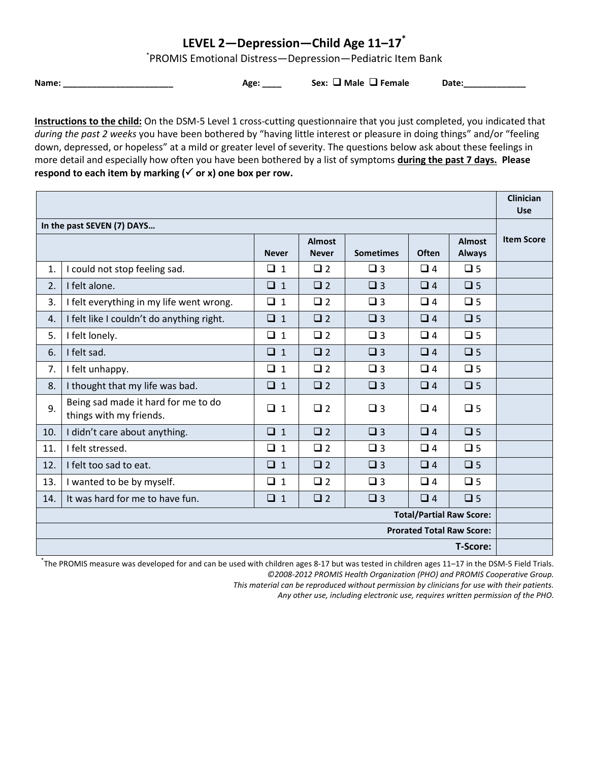# LEVEL 2—Depression—Child Age 11–17*

*PROMIS Emotional Distress—Depression—Pediatric Item Bank

**Name:** _______________________ **Age:** ____ **Sex:** ❑ **Male** ❑ **Female** **Date:** _____________

**Instructions to the child:** On the DSM-5 Level 1 cross-cutting questionnaire that you just completed, you indicated that *during the past 2 weeks* you have been bothered by "having little interest or pleasure in doing things" and/or "feeling down, depressed, or hopeless" at a mild or greater level of severity. The questions below ask about these feelings in more detail and especially how often you have been bothered by a list of symptoms **during the past 7 days. Please respond to each item by marking (✓ or x) one box per row.**

| | | | | | | | **Clinician Use** |
|---|---|---|---|---|---|---|---|
| **In the past SEVEN (7) DAYS…** | | | | | | | **Item Score** |
| | | **Never** | **Almost Never** | **Sometimes** | **Often** | **Almost Always** | |
| 1. | I could not stop feeling sad. | ❑ 1 | ❑ 2 | ❑ 3 | ❑ 4 | ❑ 5 | |
| 2. | I felt alone. | ❑ 1 | ❑ 2 | ❑ 3 | ❑ 4 | ❑ 5 | |
| 3. | I felt everything in my life went wrong. | ❑ 1 | ❑ 2 | ❑ 3 | ❑ 4 | ❑ 5 | |
| 4. | I felt like I couldn't do anything right. | ❑ 1 | ❑ 2 | ❑ 3 | ❑ 4 | ❑ 5 | |
| 5. | I felt lonely. | ❑ 1 | ❑ 2 | ❑ 3 | ❑ 4 | ❑ 5 | |
| 6. | I felt sad. | ❑ 1 | ❑ 2 | ❑ 3 | ❑ 4 | ❑ 5 | |
| 7. | I felt unhappy. | ❑ 1 | ❑ 2 | ❑ 3 | ❑ 4 | ❑ 5 | |
| 8. | I thought that my life was bad. | ❑ 1 | ❑ 2 | ❑ 3 | ❑ 4 | ❑ 5 | |
| 9. | Being sad made it hard for me to do things with my friends. | ❑ 1 | ❑ 2 | ❑ 3 | ❑ 4 | ❑ 5 | |
| 10. | I didn't care about anything. | ❑ 1 | ❑ 2 | ❑ 3 | ❑ 4 | ❑ 5 | |
| 11. | I felt stressed. | ❑ 1 | ❑ 2 | ❑ 3 | ❑ 4 | ❑ 5 | |
| 12. | I felt too sad to eat. | ❑ 1 | ❑ 2 | ❑ 3 | ❑ 4 | ❑ 5 | |
| 13. | I wanted to be by myself. | ❑ 1 | ❑ 2 | ❑ 3 | ❑ 4 | ❑ 5 | |
| 14. | It was hard for me to have fun. | ❑ 1 | ❑ 2 | ❑ 3 | ❑ 4 | ❑ 5 | |
| | | | | | | **Total/Partial Raw Score:** | |
| | | | | | | **Prorated Total Raw Score:** | |
| | | | | | | **T-Score:** | |

*The PROMIS measure was developed for and can be used with children ages 8-17 but was tested in children ages 11–17 in the DSM-5 Field Trials.

*©2008-2012 PROMIS Health Organization (PHO) and PROMIS Cooperative Group.*
*This material can be reproduced without permission by clinicians for use with their patients.*
*Any other use, including electronic use, requires written permission of the PHO.*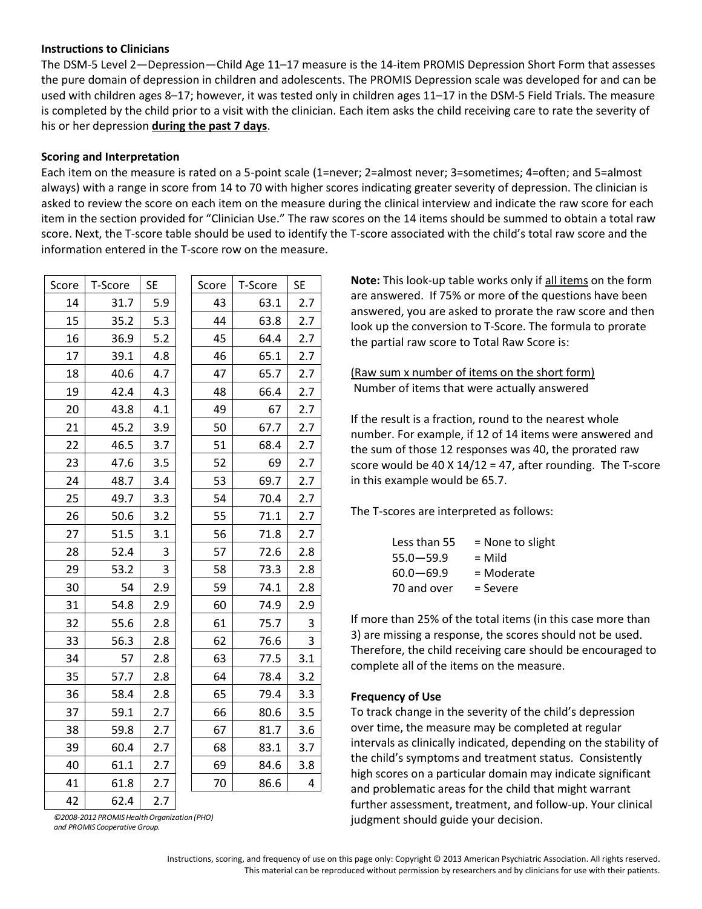**Instructions to Clinicians**

The DSM-5 Level 2—Depression—Child Age 11–17 measure is the 14-item PROMIS Depression Short Form that assesses the pure domain of depression in children and adolescents. The PROMIS Depression scale was developed for and can be used with children ages 8–17; however, it was tested only in children ages 11–17 in the DSM-5 Field Trials. The measure is completed by the child prior to a visit with the clinician. Each item asks the child receiving care to rate the severity of his or her depression **during the past 7 days**.

**Scoring and Interpretation**

Each item on the measure is rated on a 5-point scale (1=never; 2=almost never; 3=sometimes; 4=often; and 5=almost always) with a range in score from 14 to 70 with higher scores indicating greater severity of depression. The clinician is asked to review the score on each item on the measure during the clinical interview and indicate the raw score for each item in the section provided for "Clinician Use." The raw scores on the 14 items should be summed to obtain a total raw score. Next, the T-score table should be used to identify the T-score associated with the child's total raw score and the information entered in the T-score row on the measure.

| Score | T-Score | SE | Score | T-Score | SE |
|---|---|---|---|---|---|
| 14 | 31.7 | 5.9 | 43 | 63.1 | 2.7 |
| 15 | 35.2 | 5.3 | 44 | 63.8 | 2.7 |
| 16 | 36.9 | 5.2 | 45 | 64.4 | 2.7 |
| 17 | 39.1 | 4.8 | 46 | 65.1 | 2.7 |
| 18 | 40.6 | 4.7 | 47 | 65.7 | 2.7 |
| 19 | 42.4 | 4.3 | 48 | 66.4 | 2.7 |
| 20 | 43.8 | 4.1 | 49 | 67 | 2.7 |
| 21 | 45.2 | 3.9 | 50 | 67.7 | 2.7 |
| 22 | 46.5 | 3.7 | 51 | 68.4 | 2.7 |
| 23 | 47.6 | 3.5 | 52 | 69 | 2.7 |
| 24 | 48.7 | 3.4 | 53 | 69.7 | 2.7 |
| 25 | 49.7 | 3.3 | 54 | 70.4 | 2.7 |
| 26 | 50.6 | 3.2 | 55 | 71.1 | 2.7 |
| 27 | 51.5 | 3.1 | 56 | 71.8 | 2.7 |
| 28 | 52.4 | 3 | 57 | 72.6 | 2.8 |
| 29 | 53.2 | 3 | 58 | 73.3 | 2.8 |
| 30 | 54 | 2.9 | 59 | 74.1 | 2.8 |
| 31 | 54.8 | 2.9 | 60 | 74.9 | 2.9 |
| 32 | 55.6 | 2.8 | 61 | 75.7 | 3 |
| 33 | 56.3 | 2.8 | 62 | 76.6 | 3 |
| 34 | 57 | 2.8 | 63 | 77.5 | 3.1 |
| 35 | 57.7 | 2.8 | 64 | 78.4 | 3.2 |
| 36 | 58.4 | 2.8 | 65 | 79.4 | 3.3 |
| 37 | 59.1 | 2.7 | 66 | 80.6 | 3.5 |
| 38 | 59.8 | 2.7 | 67 | 81.7 | 3.6 |
| 39 | 60.4 | 2.7 | 68 | 83.1 | 3.7 |
| 40 | 61.1 | 2.7 | 69 | 84.6 | 3.8 |
| 41 | 61.8 | 2.7 | 70 | 86.6 | 4 |
| 42 | 62.4 | 2.7 | | | |

*©2008-2012 PROMIS Health Organization (PHO) and PROMIS Cooperative Group.*

**Note:** This look-up table works only if all items on the form are answered. If 75% or more of the questions have been answered, you are asked to prorate the raw score and then look up the conversion to T-Score. The formula to prorate the partial raw score to Total Raw Score is:

$$\frac{\text{Raw sum x number of items on the short form}}{\text{Number of items that were actually answered}}$$

If the result is a fraction, round to the nearest whole number. For example, if 12 of 14 items were answered and the sum of those 12 responses was 40, the prorated raw score would be 40 X 14/12 = 47, after rounding. The T-score in this example would be 65.7.

The T-scores are interpreted as follows:

- Less than 55 = None to slight
- 55.0—59.9 = Mild
- 60.0—69.9 = Moderate
- 70 and over = Severe

If more than 25% of the total items (in this case more than 3) are missing a response, the scores should not be used. Therefore, the child receiving care should be encouraged to complete all of the items on the measure.

**Frequency of Use**

To track change in the severity of the child's depression over time, the measure may be completed at regular intervals as clinically indicated, depending on the stability of the child's symptoms and treatment status. Consistently high scores on a particular domain may indicate significant and problematic areas for the child that might warrant further assessment, treatment, and follow-up. Your clinical judgment should guide your decision.

Instructions, scoring, and frequency of use on this page only: Copyright © 2013 American Psychiatric Association. All rights reserved. This material can be reproduced without permission by researchers and by clinicians for use with their patients.